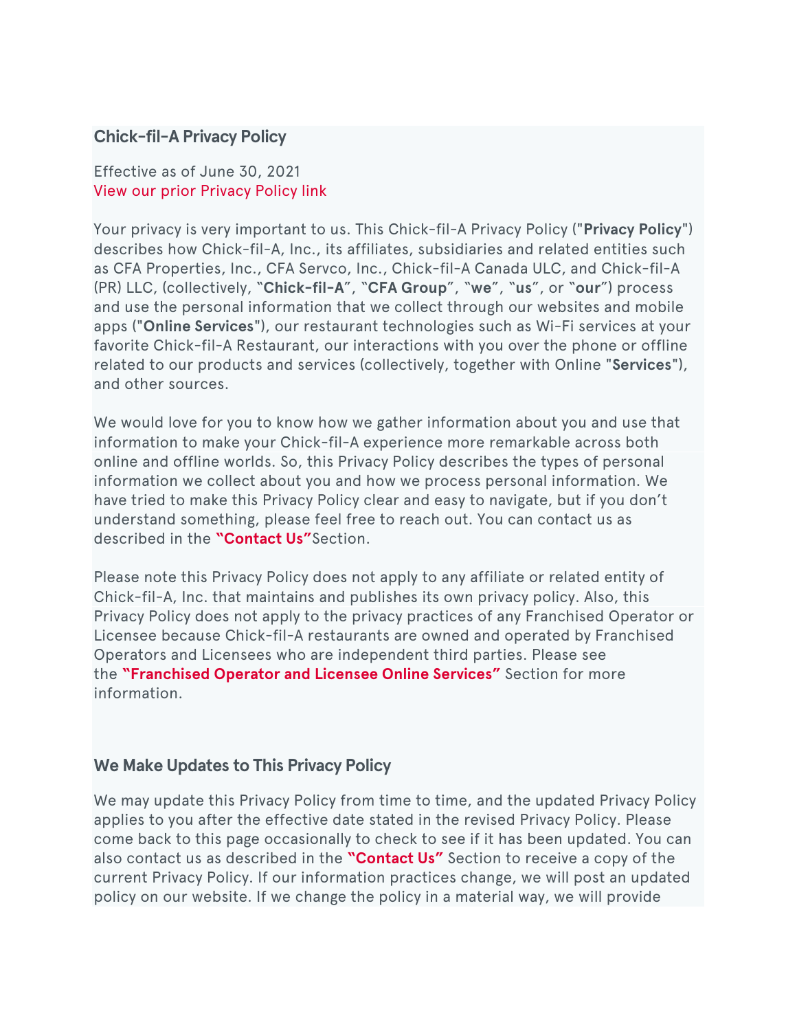## Chick-fil-A Privacy Policy

Effective as of June 30, 2021
View our prior Privacy Policy link

Your privacy is very important to us. This Chick-fil-A Privacy Policy ("**Privacy Policy**") describes how Chick-fil-A, Inc., its affiliates, subsidiaries and related entities such as CFA Properties, Inc., CFA Servco, Inc., Chick-fil-A Canada ULC, and Chick-fil-A (PR) LLC, (collectively, "**Chick-fil-A**", "**CFA Group**", "**we**", "**us**", or "**our**") process and use the personal information that we collect through our websites and mobile apps ("**Online Services**"), our restaurant technologies such as Wi-Fi services at your favorite Chick-fil-A Restaurant, our interactions with you over the phone or offline related to our products and services (collectively, together with Online "**Services**"), and other sources.

We would love for you to know how we gather information about you and use that information to make your Chick-fil-A experience more remarkable across both online and offline worlds. So, this Privacy Policy describes the types of personal information we collect about you and how we process personal information. We have tried to make this Privacy Policy clear and easy to navigate, but if you don't understand something, please feel free to reach out. You can contact us as described in the **"Contact Us"** Section.

Please note this Privacy Policy does not apply to any affiliate or related entity of Chick-fil-A, Inc. that maintains and publishes its own privacy policy. Also, this Privacy Policy does not apply to the privacy practices of any Franchised Operator or Licensee because Chick-fil-A restaurants are owned and operated by Franchised Operators and Licensees who are independent third parties. Please see the **"Franchised Operator and Licensee Online Services"** Section for more information.

## We Make Updates to This Privacy Policy

We may update this Privacy Policy from time to time, and the updated Privacy Policy applies to you after the effective date stated in the revised Privacy Policy. Please come back to this page occasionally to check to see if it has been updated. You can also contact us as described in the **"Contact Us"** Section to receive a copy of the current Privacy Policy. If our information practices change, we will post an updated policy on our website. If we change the policy in a material way, we will provide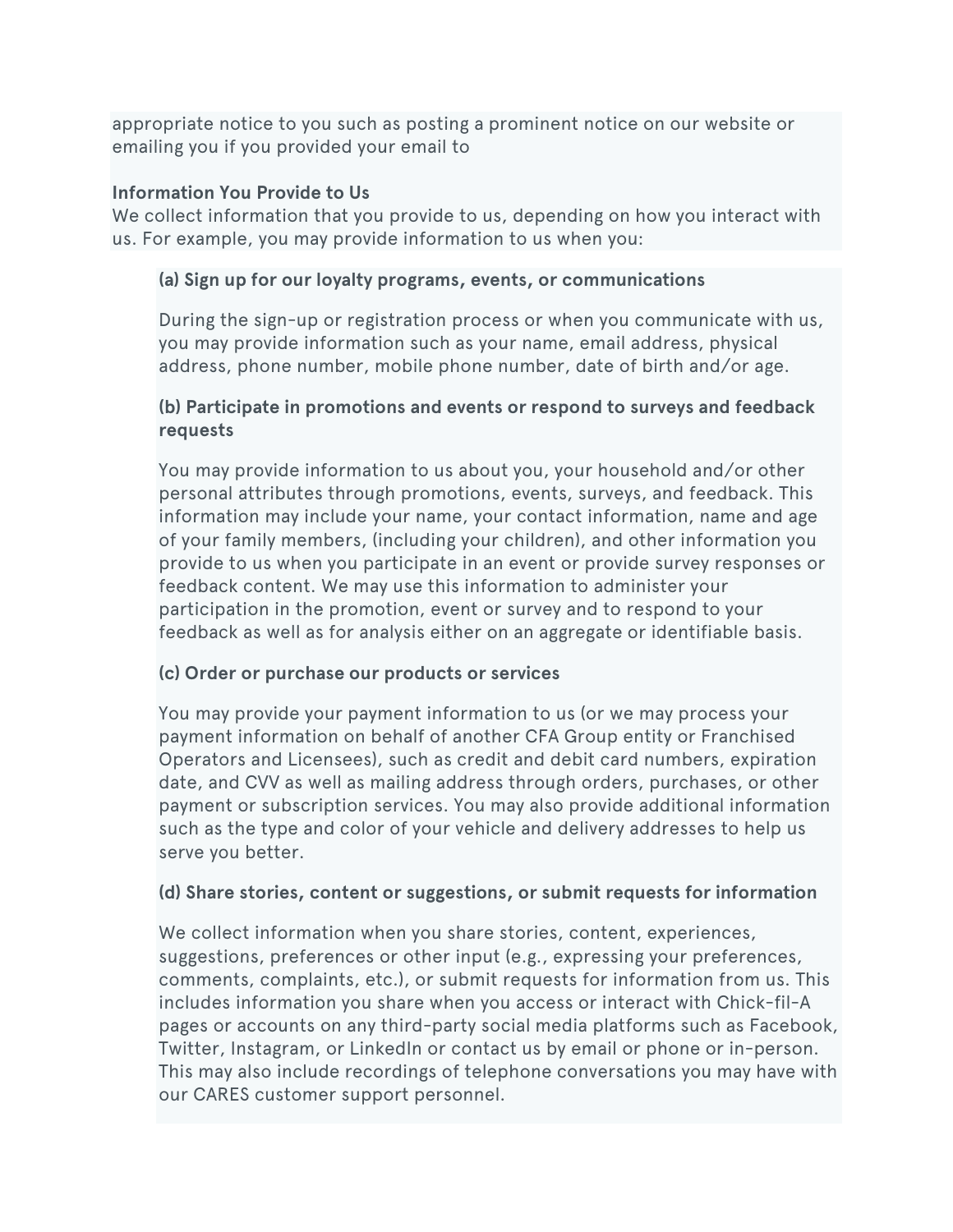appropriate notice to you such as posting a prominent notice on our website or emailing you if you provided your email to

**Information You Provide to Us**
We collect information that you provide to us, depending on how you interact with us. For example, you may provide information to us when you:

**(a) Sign up for our loyalty programs, events, or communications**

During the sign-up or registration process or when you communicate with us, you may provide information such as your name, email address, physical address, phone number, mobile phone number, date of birth and/or age.

**(b) Participate in promotions and events or respond to surveys and feedback requests**

You may provide information to us about you, your household and/or other personal attributes through promotions, events, surveys, and feedback. This information may include your name, your contact information, name and age of your family members, (including your children), and other information you provide to us when you participate in an event or provide survey responses or feedback content. We may use this information to administer your participation in the promotion, event or survey and to respond to your feedback as well as for analysis either on an aggregate or identifiable basis.

**(c) Order or purchase our products or services**

You may provide your payment information to us (or we may process your payment information on behalf of another CFA Group entity or Franchised Operators and Licensees), such as credit and debit card numbers, expiration date, and CVV as well as mailing address through orders, purchases, or other payment or subscription services. You may also provide additional information such as the type and color of your vehicle and delivery addresses to help us serve you better.

**(d) Share stories, content or suggestions, or submit requests for information**

We collect information when you share stories, content, experiences, suggestions, preferences or other input (e.g., expressing your preferences, comments, complaints, etc.), or submit requests for information from us. This includes information you share when you access or interact with Chick-fil-A pages or accounts on any third-party social media platforms such as Facebook, Twitter, Instagram, or LinkedIn or contact us by email or phone or in-person. This may also include recordings of telephone conversations you may have with our CARES customer support personnel.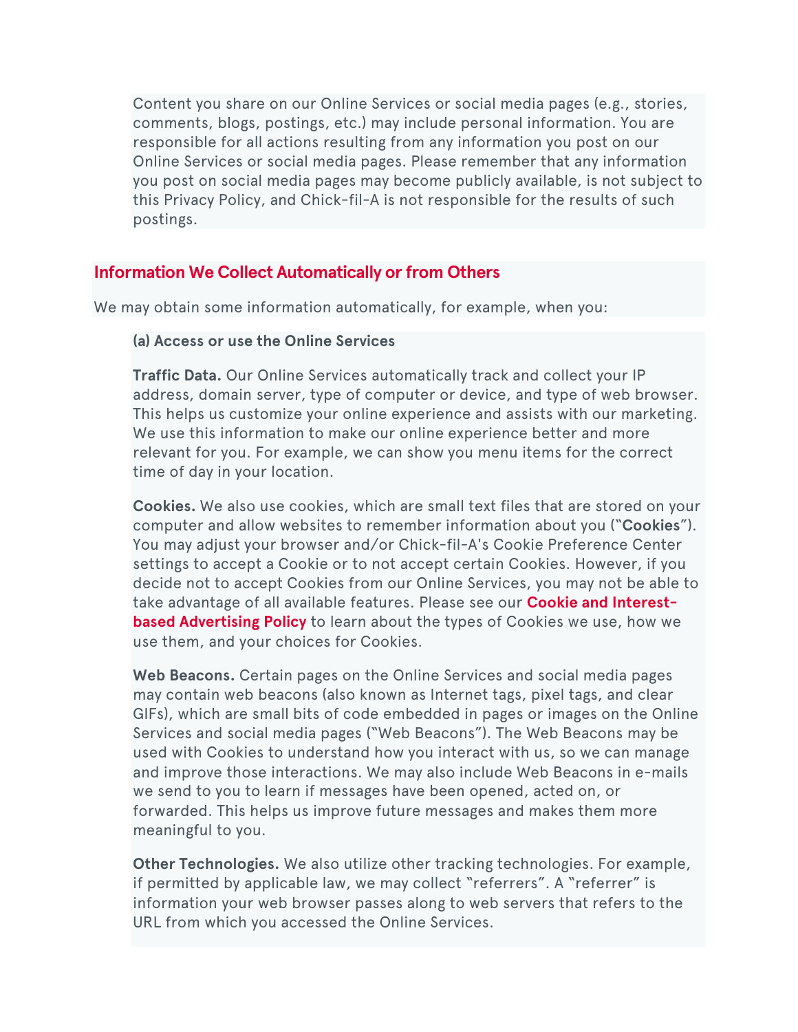Content you share on our Online Services or social media pages (e.g., stories, comments, blogs, postings, etc.) may include personal information. You are responsible for all actions resulting from any information you post on our Online Services or social media pages. Please remember that any information you post on social media pages may become publicly available, is not subject to this Privacy Policy, and Chick-fil-A is not responsible for the results of such postings.

## Information We Collect Automatically or from Others

We may obtain some information automatically, for example, when you:

**(a) Access or use the Online Services**

**Traffic Data.** Our Online Services automatically track and collect your IP address, domain server, type of computer or device, and type of web browser. This helps us customize your online experience and assists with our marketing. We use this information to make our online experience better and more relevant for you. For example, we can show you menu items for the correct time of day in your location.

**Cookies.** We also use cookies, which are small text files that are stored on your computer and allow websites to remember information about you ("**Cookies**"). You may adjust your browser and/or Chick-fil-A's Cookie Preference Center settings to accept a Cookie or to not accept certain Cookies. However, if you decide not to accept Cookies from our Online Services, you may not be able to take advantage of all available features. Please see our **Cookie and Interest-based Advertising Policy** to learn about the types of Cookies we use, how we use them, and your choices for Cookies.

**Web Beacons.** Certain pages on the Online Services and social media pages may contain web beacons (also known as Internet tags, pixel tags, and clear GIFs), which are small bits of code embedded in pages or images on the Online Services and social media pages ("Web Beacons"). The Web Beacons may be used with Cookies to understand how you interact with us, so we can manage and improve those interactions. We may also include Web Beacons in e-mails we send to you to learn if messages have been opened, acted on, or forwarded. This helps us improve future messages and makes them more meaningful to you.

**Other Technologies.** We also utilize other tracking technologies. For example, if permitted by applicable law, we may collect "referrers". A "referrer" is information your web browser passes along to web servers that refers to the URL from which you accessed the Online Services.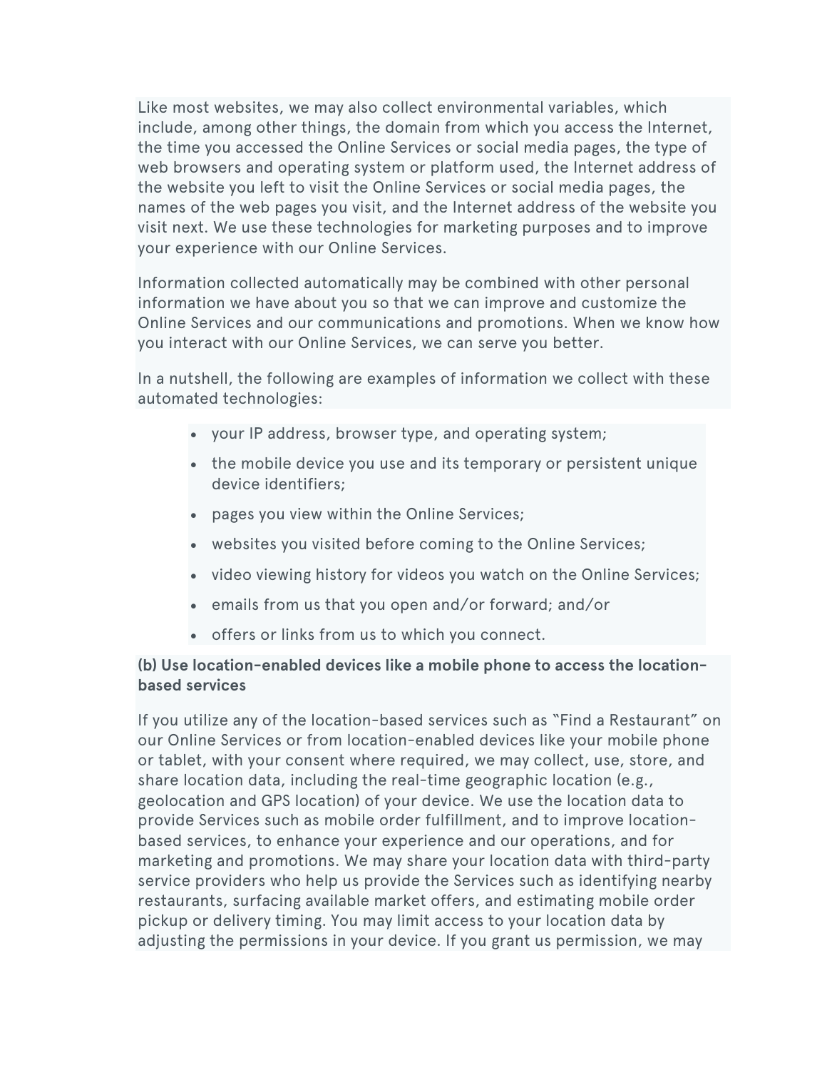Like most websites, we may also collect environmental variables, which include, among other things, the domain from which you access the Internet, the time you accessed the Online Services or social media pages, the type of web browsers and operating system or platform used, the Internet address of the website you left to visit the Online Services or social media pages, the names of the web pages you visit, and the Internet address of the website you visit next. We use these technologies for marketing purposes and to improve your experience with our Online Services.

Information collected automatically may be combined with other personal information we have about you so that we can improve and customize the Online Services and our communications and promotions. When we know how you interact with our Online Services, we can serve you better.

In a nutshell, the following are examples of information we collect with these automated technologies:

- your IP address, browser type, and operating system;
- the mobile device you use and its temporary or persistent unique device identifiers;
- pages you view within the Online Services;
- websites you visited before coming to the Online Services;
- video viewing history for videos you watch on the Online Services;
- emails from us that you open and/or forward; and/or
- offers or links from us to which you connect.

**(b) Use location-enabled devices like a mobile phone to access the location-based services**

If you utilize any of the location-based services such as "Find a Restaurant" on our Online Services or from location-enabled devices like your mobile phone or tablet, with your consent where required, we may collect, use, store, and share location data, including the real-time geographic location (e.g., geolocation and GPS location) of your device. We use the location data to provide Services such as mobile order fulfillment, and to improve location-based services, to enhance your experience and our operations, and for marketing and promotions. We may share your location data with third-party service providers who help us provide the Services such as identifying nearby restaurants, surfacing available market offers, and estimating mobile order pickup or delivery timing. You may limit access to your location data by adjusting the permissions in your device. If you grant us permission, we may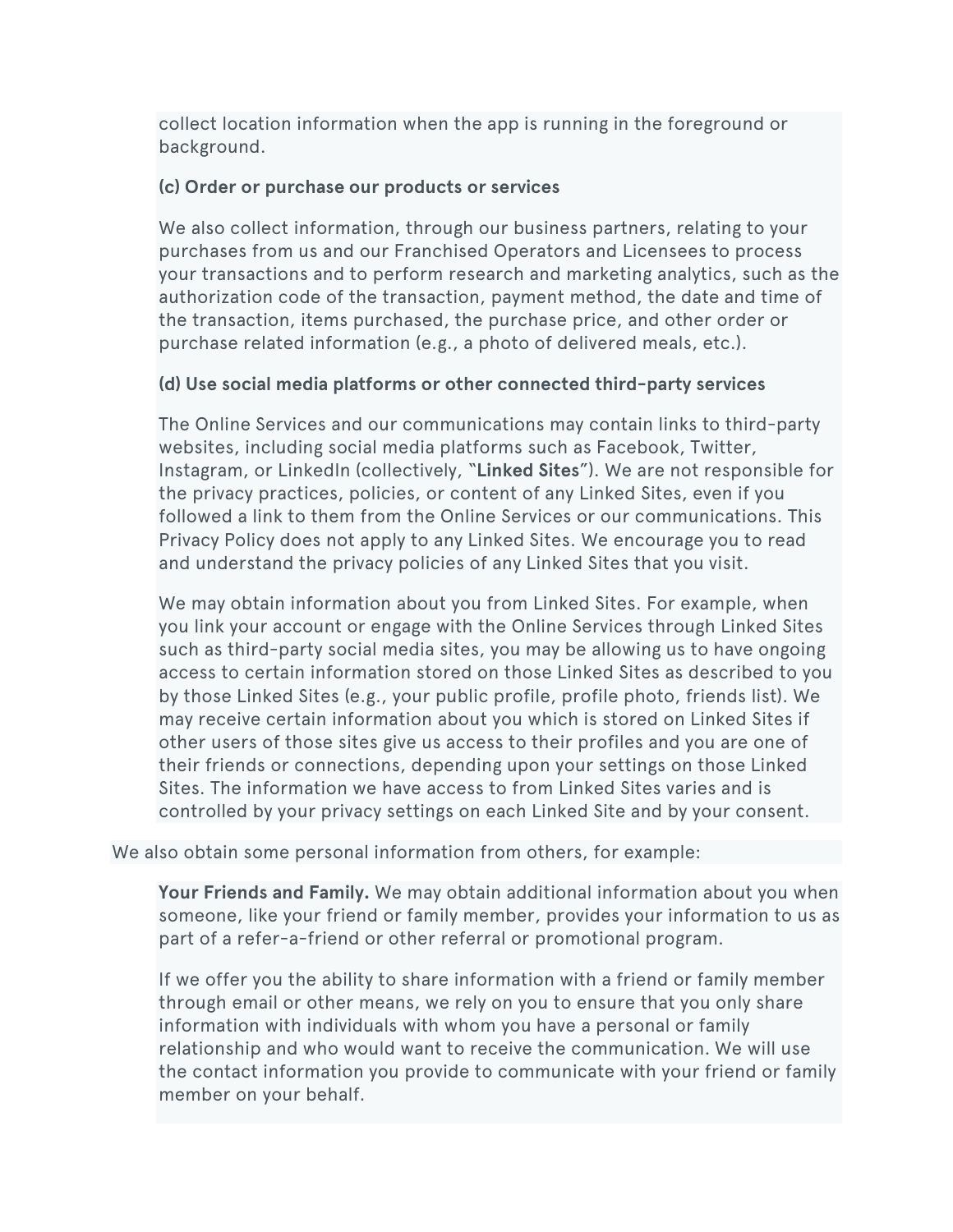collect location information when the app is running in the foreground or background.

**(c) Order or purchase our products or services**

We also collect information, through our business partners, relating to your purchases from us and our Franchised Operators and Licensees to process your transactions and to perform research and marketing analytics, such as the authorization code of the transaction, payment method, the date and time of the transaction, items purchased, the purchase price, and other order or purchase related information (e.g., a photo of delivered meals, etc.).

**(d) Use social media platforms or other connected third-party services**

The Online Services and our communications may contain links to third-party websites, including social media platforms such as Facebook, Twitter, Instagram, or LinkedIn (collectively, "**Linked Sites**"). We are not responsible for the privacy practices, policies, or content of any Linked Sites, even if you followed a link to them from the Online Services or our communications. This Privacy Policy does not apply to any Linked Sites. We encourage you to read and understand the privacy policies of any Linked Sites that you visit.

We may obtain information about you from Linked Sites. For example, when you link your account or engage with the Online Services through Linked Sites such as third-party social media sites, you may be allowing us to have ongoing access to certain information stored on those Linked Sites as described to you by those Linked Sites (e.g., your public profile, profile photo, friends list). We may receive certain information about you which is stored on Linked Sites if other users of those sites give us access to their profiles and you are one of their friends or connections, depending upon your settings on those Linked Sites. The information we have access to from Linked Sites varies and is controlled by your privacy settings on each Linked Site and by your consent.

We also obtain some personal information from others, for example:

**Your Friends and Family.** We may obtain additional information about you when someone, like your friend or family member, provides your information to us as part of a refer-a-friend or other referral or promotional program.

If we offer you the ability to share information with a friend or family member through email or other means, we rely on you to ensure that you only share information with individuals with whom you have a personal or family relationship and who would want to receive the communication. We will use the contact information you provide to communicate with your friend or family member on your behalf.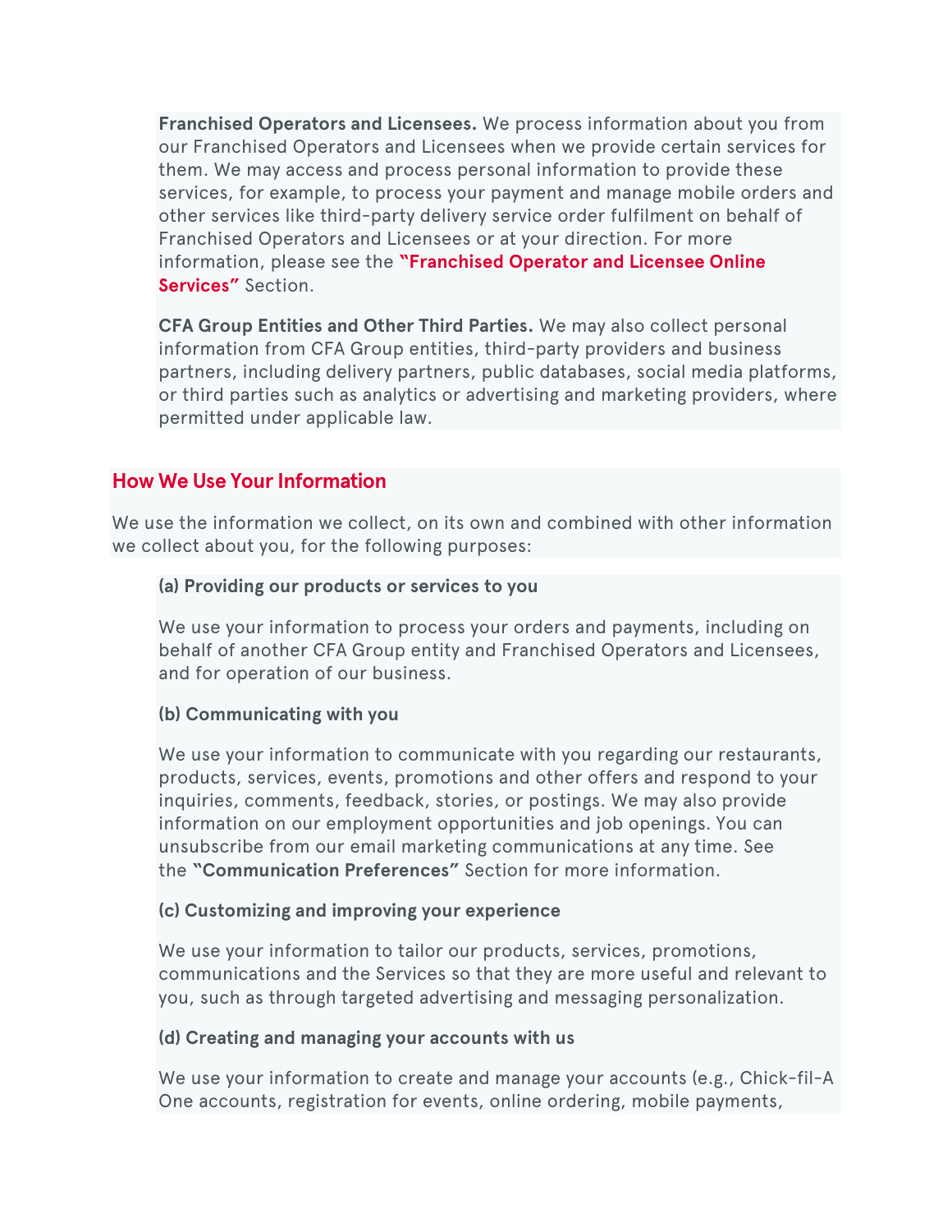**Franchised Operators and Licensees.** We process information about you from our Franchised Operators and Licensees when we provide certain services for them. We may access and process personal information to provide these services, for example, to process your payment and manage mobile orders and other services like third-party delivery service order fulfilment on behalf of Franchised Operators and Licensees or at your direction. For more information, please see the **"Franchised Operator and Licensee Online Services"** Section.

**CFA Group Entities and Other Third Parties.** We may also collect personal information from CFA Group entities, third-party providers and business partners, including delivery partners, public databases, social media platforms, or third parties such as analytics or advertising and marketing providers, where permitted under applicable law.

## How We Use Your Information

We use the information we collect, on its own and combined with other information we collect about you, for the following purposes:

**(a) Providing our products or services to you**

We use your information to process your orders and payments, including on behalf of another CFA Group entity and Franchised Operators and Licensees, and for operation of our business.

**(b) Communicating with you**

We use your information to communicate with you regarding our restaurants, products, services, events, promotions and other offers and respond to your inquiries, comments, feedback, stories, or postings. We may also provide information on our employment opportunities and job openings. You can unsubscribe from our email marketing communications at any time. See the **"Communication Preferences"** Section for more information.

**(c) Customizing and improving your experience**

We use your information to tailor our products, services, promotions, communications and the Services so that they are more useful and relevant to you, such as through targeted advertising and messaging personalization.

**(d) Creating and managing your accounts with us**

We use your information to create and manage your accounts (e.g., Chick-fil-A One accounts, registration for events, online ordering, mobile payments,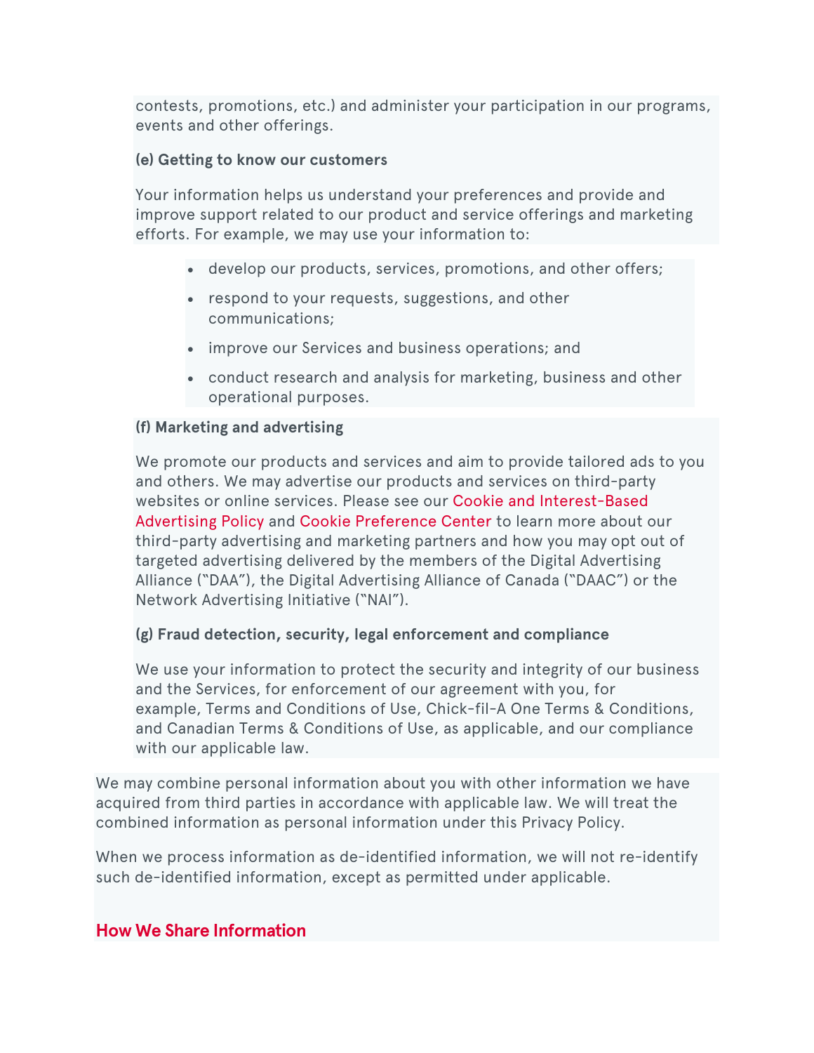contests, promotions, etc.) and administer your participation in our programs, events and other offerings.

**(e) Getting to know our customers**

Your information helps us understand your preferences and provide and improve support related to our product and service offerings and marketing efforts. For example, we may use your information to:

- develop our products, services, promotions, and other offers;
- respond to your requests, suggestions, and other communications;
- improve our Services and business operations; and
- conduct research and analysis for marketing, business and other operational purposes.

**(f) Marketing and advertising**

We promote our products and services and aim to provide tailored ads to you and others. We may advertise our products and services on third-party websites or online services. Please see our Cookie and Interest-Based Advertising Policy and Cookie Preference Center to learn more about our third-party advertising and marketing partners and how you may opt out of targeted advertising delivered by the members of the Digital Advertising Alliance ("DAA"), the Digital Advertising Alliance of Canada ("DAAC") or the Network Advertising Initiative ("NAI").

**(g) Fraud detection, security, legal enforcement and compliance**

We use your information to protect the security and integrity of our business and the Services, for enforcement of our agreement with you, for example, Terms and Conditions of Use, Chick-fil-A One Terms & Conditions, and Canadian Terms & Conditions of Use, as applicable, and our compliance with our applicable law.

We may combine personal information about you with other information we have acquired from third parties in accordance with applicable law. We will treat the combined information as personal information under this Privacy Policy.

When we process information as de-identified information, we will not re-identify such de-identified information, except as permitted under applicable.

## How We Share Information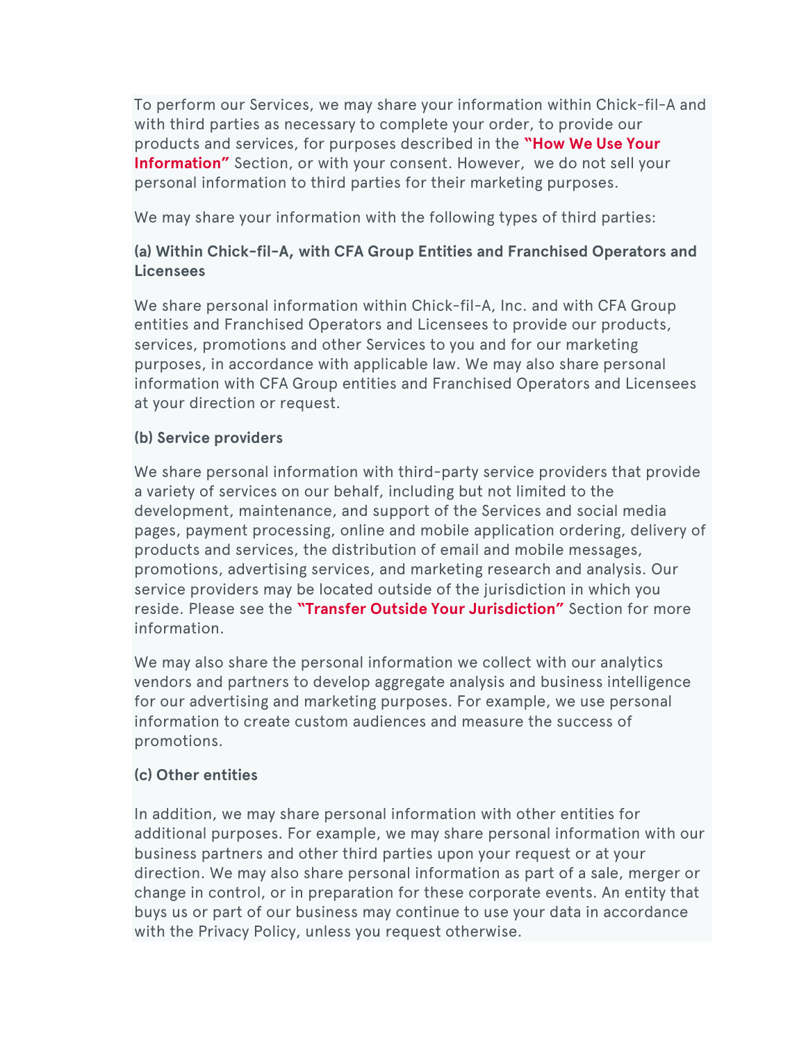To perform our Services, we may share your information within Chick-fil-A and with third parties as necessary to complete your order, to provide our products and services, for purposes described in the **"How We Use Your Information"** Section, or with your consent. However, we do not sell your personal information to third parties for their marketing purposes.

We may share your information with the following types of third parties:

**(a) Within Chick-fil-A, with CFA Group Entities and Franchised Operators and Licensees**

We share personal information within Chick-fil-A, Inc. and with CFA Group entities and Franchised Operators and Licensees to provide our products, services, promotions and other Services to you and for our marketing purposes, in accordance with applicable law. We may also share personal information with CFA Group entities and Franchised Operators and Licensees at your direction or request.

**(b) Service providers**

We share personal information with third-party service providers that provide a variety of services on our behalf, including but not limited to the development, maintenance, and support of the Services and social media pages, payment processing, online and mobile application ordering, delivery of products and services, the distribution of email and mobile messages, promotions, advertising services, and marketing research and analysis. Our service providers may be located outside of the jurisdiction in which you reside. Please see the **"Transfer Outside Your Jurisdiction"** Section for more information.

We may also share the personal information we collect with our analytics vendors and partners to develop aggregate analysis and business intelligence for our advertising and marketing purposes. For example, we use personal information to create custom audiences and measure the success of promotions.

**(c) Other entities**

In addition, we may share personal information with other entities for additional purposes. For example, we may share personal information with our business partners and other third parties upon your request or at your direction. We may also share personal information as part of a sale, merger or change in control, or in preparation for these corporate events. An entity that buys us or part of our business may continue to use your data in accordance with the Privacy Policy, unless you request otherwise.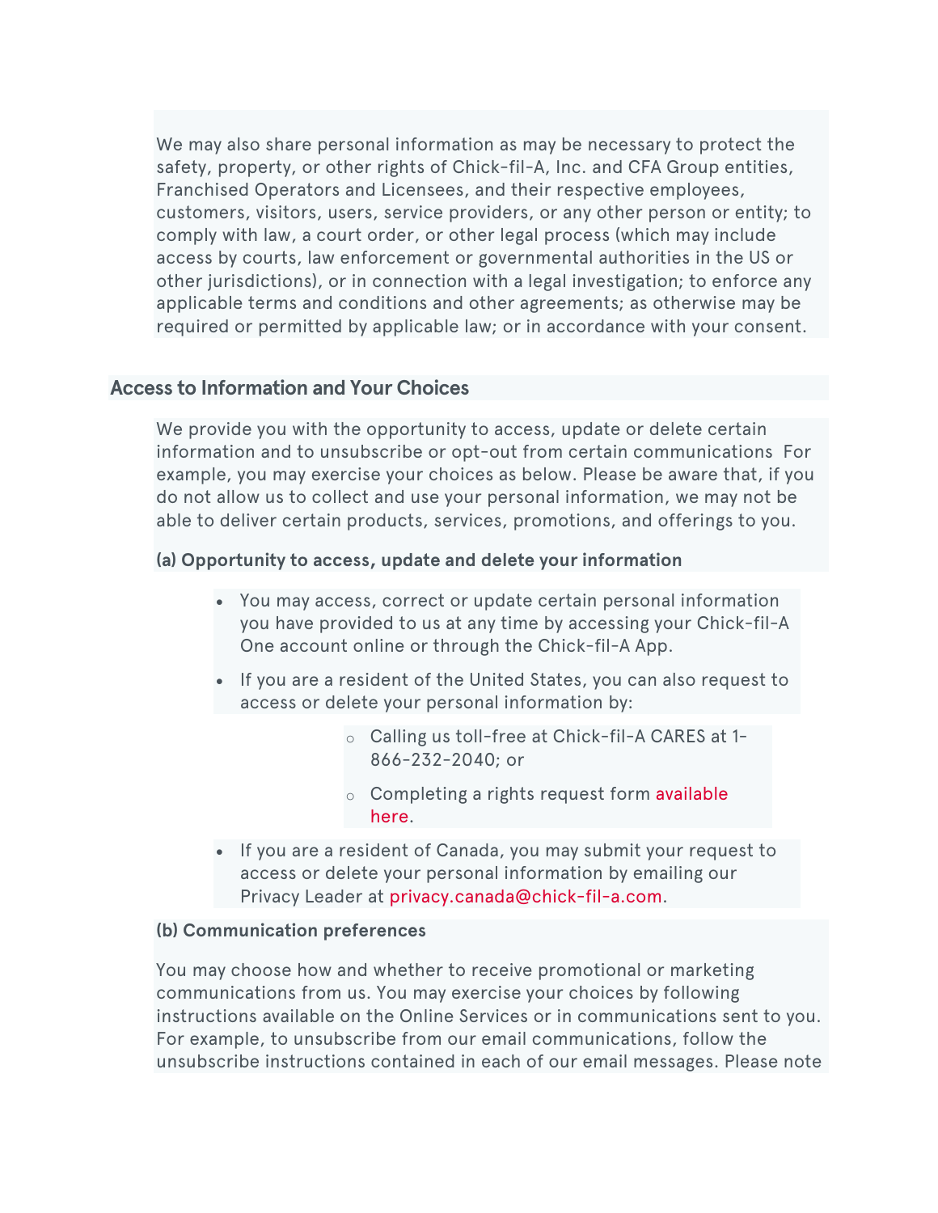We may also share personal information as may be necessary to protect the safety, property, or other rights of Chick-fil-A, Inc. and CFA Group entities, Franchised Operators and Licensees, and their respective employees, customers, visitors, users, service providers, or any other person or entity; to comply with law, a court order, or other legal process (which may include access by courts, law enforcement or governmental authorities in the US or other jurisdictions), or in connection with a legal investigation; to enforce any applicable terms and conditions and other agreements; as otherwise may be required or permitted by applicable law; or in accordance with your consent.

## Access to Information and Your Choices

We provide you with the opportunity to access, update or delete certain information and to unsubscribe or opt-out from certain communications For example, you may exercise your choices as below. Please be aware that, if you do not allow us to collect and use your personal information, we may not be able to deliver certain products, services, promotions, and offerings to you.

**(a) Opportunity to access, update and delete your information**

- You may access, correct or update certain personal information you have provided to us at any time by accessing your Chick-fil-A One account online or through the Chick-fil-A App.
- If you are a resident of the United States, you can also request to access or delete your personal information by:
  - Calling us toll-free at Chick-fil-A CARES at 1-866-232-2040; or
  - Completing a rights request form available here.
- If you are a resident of Canada, you may submit your request to access or delete your personal information by emailing our Privacy Leader at privacy.canada@chick-fil-a.com.

**(b) Communication preferences**

You may choose how and whether to receive promotional or marketing communications from us. You may exercise your choices by following instructions available on the Online Services or in communications sent to you. For example, to unsubscribe from our email communications, follow the unsubscribe instructions contained in each of our email messages. Please note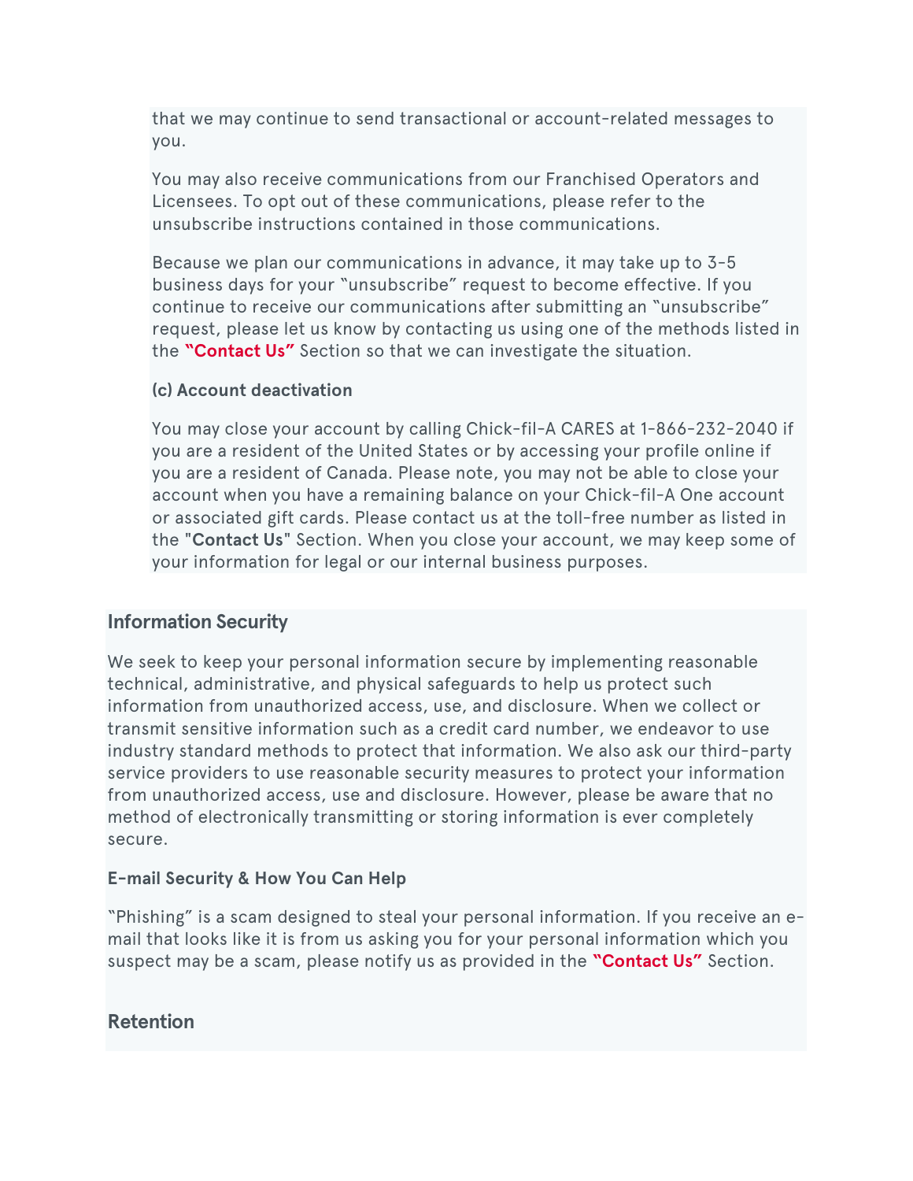that we may continue to send transactional or account-related messages to you.

You may also receive communications from our Franchised Operators and Licensees. To opt out of these communications, please refer to the unsubscribe instructions contained in those communications.

Because we plan our communications in advance, it may take up to 3-5 business days for your "unsubscribe" request to become effective. If you continue to receive our communications after submitting an "unsubscribe" request, please let us know by contacting us using one of the methods listed in the **"Contact Us"** Section so that we can investigate the situation.

**(c) Account deactivation**

You may close your account by calling Chick-fil-A CARES at 1-866-232-2040 if you are a resident of the United States or by accessing your profile online if you are a resident of Canada. Please note, you may not be able to close your account when you have a remaining balance on your Chick-fil-A One account or associated gift cards. Please contact us at the toll-free number as listed in the "**Contact Us**" Section. When you close your account, we may keep some of your information for legal or our internal business purposes.

## Information Security

We seek to keep your personal information secure by implementing reasonable technical, administrative, and physical safeguards to help us protect such information from unauthorized access, use, and disclosure. When we collect or transmit sensitive information such as a credit card number, we endeavor to use industry standard methods to protect that information. We also ask our third-party service providers to use reasonable security measures to protect your information from unauthorized access, use and disclosure. However, please be aware that no method of electronically transmitting or storing information is ever completely secure.

**E-mail Security & How You Can Help**

"Phishing" is a scam designed to steal your personal information. If you receive an e-mail that looks like it is from us asking you for your personal information which you suspect may be a scam, please notify us as provided in the **"Contact Us"** Section.

## Retention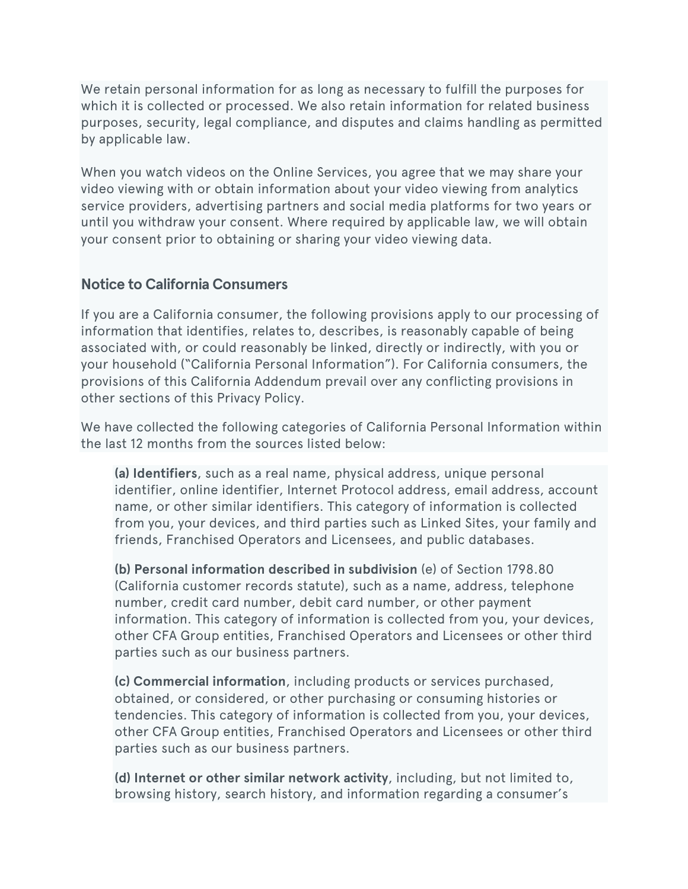We retain personal information for as long as necessary to fulfill the purposes for which it is collected or processed. We also retain information for related business purposes, security, legal compliance, and disputes and claims handling as permitted by applicable law.

When you watch videos on the Online Services, you agree that we may share your video viewing with or obtain information about your video viewing from analytics service providers, advertising partners and social media platforms for two years or until you withdraw your consent. Where required by applicable law, we will obtain your consent prior to obtaining or sharing your video viewing data.

## Notice to California Consumers

If you are a California consumer, the following provisions apply to our processing of information that identifies, relates to, describes, is reasonably capable of being associated with, or could reasonably be linked, directly or indirectly, with you or your household ("California Personal Information"). For California consumers, the provisions of this California Addendum prevail over any conflicting provisions in other sections of this Privacy Policy.

We have collected the following categories of California Personal Information within the last 12 months from the sources listed below:

> **(a) Identifiers**, such as a real name, physical address, unique personal identifier, online identifier, Internet Protocol address, email address, account name, or other similar identifiers. This category of information is collected from you, your devices, and third parties such as Linked Sites, your family and friends, Franchised Operators and Licensees, and public databases.
>
> **(b) Personal information described in subdivision** (e) of Section 1798.80 (California customer records statute), such as a name, address, telephone number, credit card number, debit card number, or other payment information. This category of information is collected from you, your devices, other CFA Group entities, Franchised Operators and Licensees or other third parties such as our business partners.
>
> **(c) Commercial information**, including products or services purchased, obtained, or considered, or other purchasing or consuming histories or tendencies. This category of information is collected from you, your devices, other CFA Group entities, Franchised Operators and Licensees or other third parties such as our business partners.
>
> **(d) Internet or other similar network activity**, including, but not limited to, browsing history, search history, and information regarding a consumer's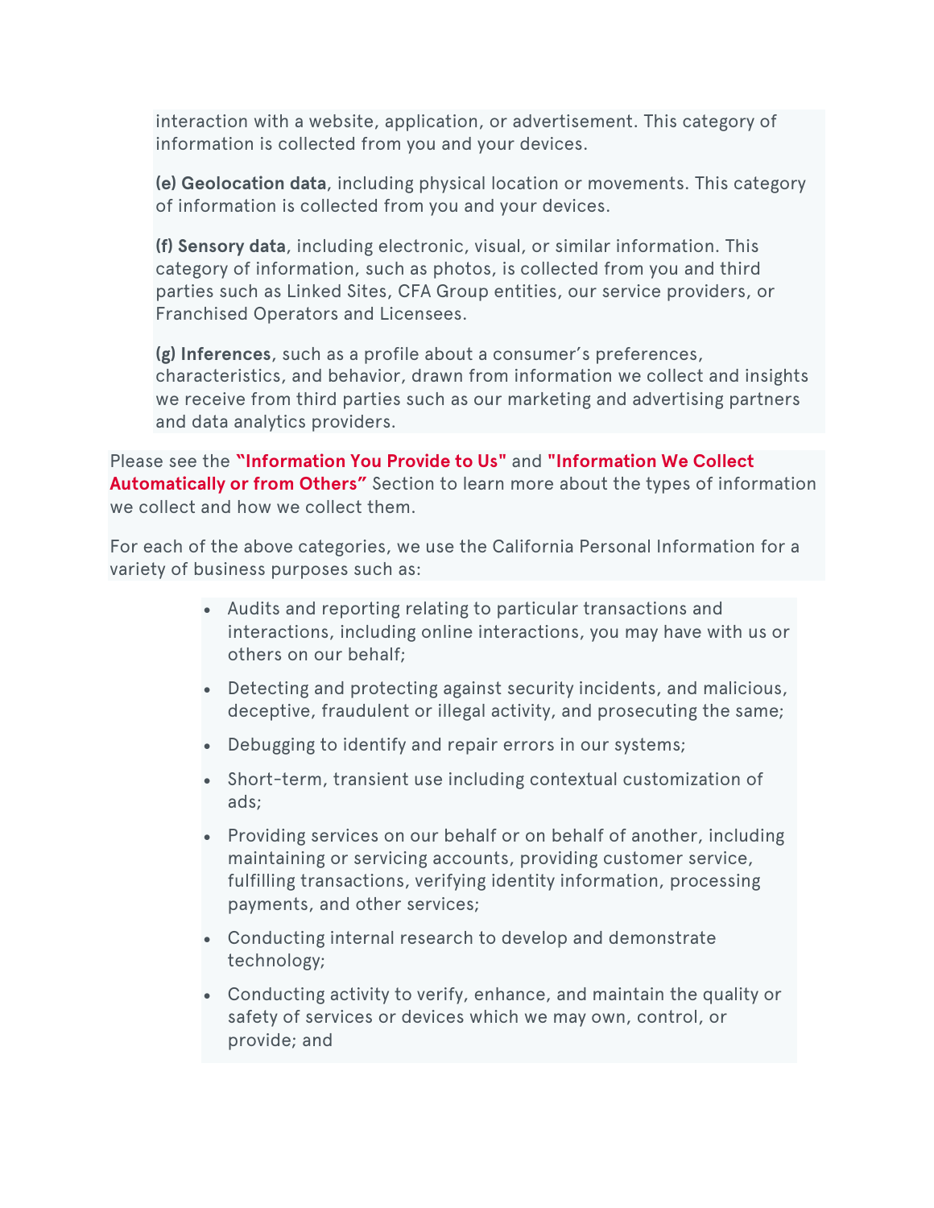interaction with a website, application, or advertisement. This category of information is collected from you and your devices.

**(e) Geolocation data**, including physical location or movements. This category of information is collected from you and your devices.

**(f) Sensory data**, including electronic, visual, or similar information. This category of information, such as photos, is collected from you and third parties such as Linked Sites, CFA Group entities, our service providers, or Franchised Operators and Licensees.

**(g) Inferences**, such as a profile about a consumer's preferences, characteristics, and behavior, drawn from information we collect and insights we receive from third parties such as our marketing and advertising partners and data analytics providers.

Please see the **"Information You Provide to Us"** and **"Information We Collect Automatically or from Others"** Section to learn more about the types of information we collect and how we collect them.

For each of the above categories, we use the California Personal Information for a variety of business purposes such as:

- Audits and reporting relating to particular transactions and interactions, including online interactions, you may have with us or others on our behalf;
- Detecting and protecting against security incidents, and malicious, deceptive, fraudulent or illegal activity, and prosecuting the same;
- Debugging to identify and repair errors in our systems;
- Short-term, transient use including contextual customization of ads;
- Providing services on our behalf or on behalf of another, including maintaining or servicing accounts, providing customer service, fulfilling transactions, verifying identity information, processing payments, and other services;
- Conducting internal research to develop and demonstrate technology;
- Conducting activity to verify, enhance, and maintain the quality or safety of services or devices which we may own, control, or provide; and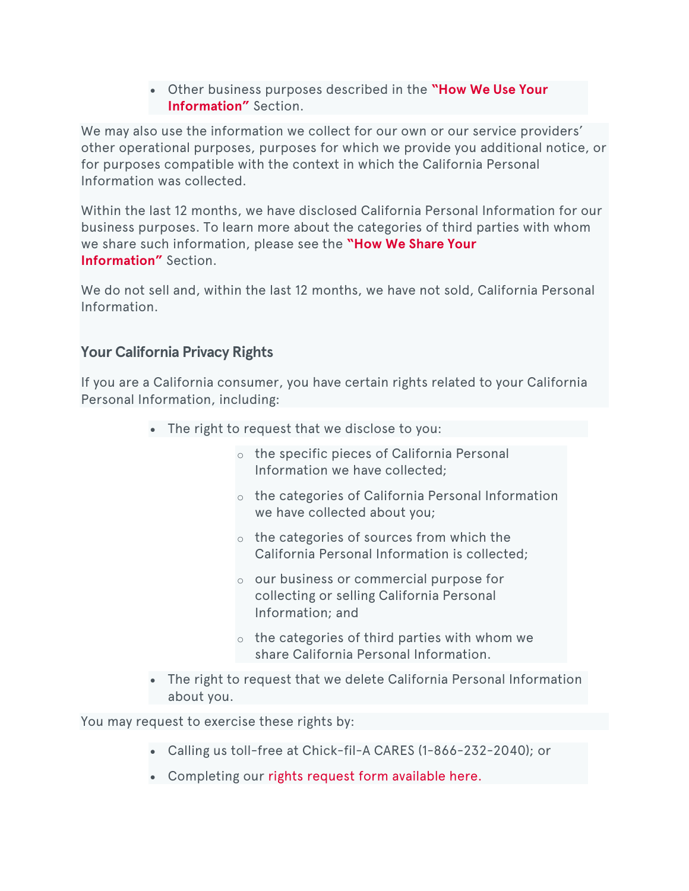- Other business purposes described in the **"How We Use Your Information"** Section.

We may also use the information we collect for our own or our service providers' other operational purposes, purposes for which we provide you additional notice, or for purposes compatible with the context in which the California Personal Information was collected.

Within the last 12 months, we have disclosed California Personal Information for our business purposes. To learn more about the categories of third parties with whom we share such information, please see the **"How We Share Your Information"** Section.

We do not sell and, within the last 12 months, we have not sold, California Personal Information.

## Your California Privacy Rights

If you are a California consumer, you have certain rights related to your California Personal Information, including:

- The right to request that we disclose to you:
  - the specific pieces of California Personal Information we have collected;
  - the categories of California Personal Information we have collected about you;
  - the categories of sources from which the California Personal Information is collected;
  - our business or commercial purpose for collecting or selling California Personal Information; and
  - the categories of third parties with whom we share California Personal Information.
- The right to request that we delete California Personal Information about you.

You may request to exercise these rights by:

- Calling us toll-free at Chick-fil-A CARES (1-866-232-2040); or
- Completing our rights request form available here.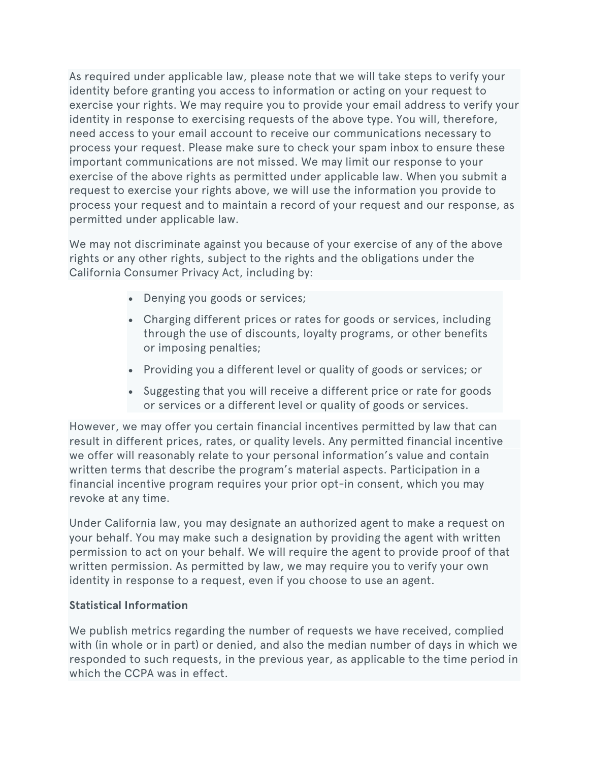As required under applicable law, please note that we will take steps to verify your identity before granting you access to information or acting on your request to exercise your rights. We may require you to provide your email address to verify your identity in response to exercising requests of the above type. You will, therefore, need access to your email account to receive our communications necessary to process your request. Please make sure to check your spam inbox to ensure these important communications are not missed. We may limit our response to your exercise of the above rights as permitted under applicable law. When you submit a request to exercise your rights above, we will use the information you provide to process your request and to maintain a record of your request and our response, as permitted under applicable law.

We may not discriminate against you because of your exercise of any of the above rights or any other rights, subject to the rights and the obligations under the California Consumer Privacy Act, including by:

- Denying you goods or services;
- Charging different prices or rates for goods or services, including through the use of discounts, loyalty programs, or other benefits or imposing penalties;
- Providing you a different level or quality of goods or services; or
- Suggesting that you will receive a different price or rate for goods or services or a different level or quality of goods or services.

However, we may offer you certain financial incentives permitted by law that can result in different prices, rates, or quality levels. Any permitted financial incentive we offer will reasonably relate to your personal information's value and contain written terms that describe the program's material aspects. Participation in a financial incentive program requires your prior opt-in consent, which you may revoke at any time.

Under California law, you may designate an authorized agent to make a request on your behalf. You may make such a designation by providing the agent with written permission to act on your behalf. We will require the agent to provide proof of that written permission. As permitted by law, we may require you to verify your own identity in response to a request, even if you choose to use an agent.

**Statistical Information**

We publish metrics regarding the number of requests we have received, complied with (in whole or in part) or denied, and also the median number of days in which we responded to such requests, in the previous year, as applicable to the time period in which the CCPA was in effect.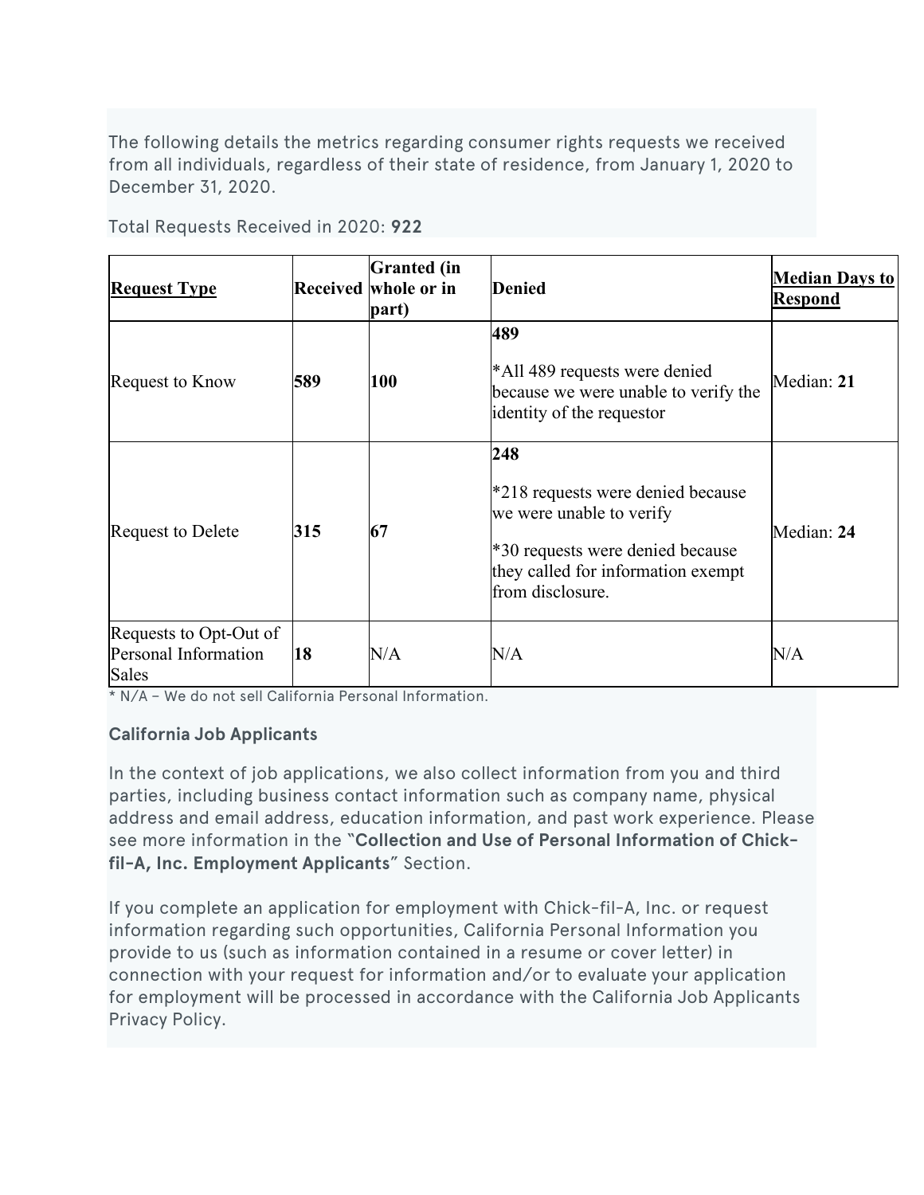The following details the metrics regarding consumer rights requests we received from all individuals, regardless of their state of residence, from January 1, 2020 to December 31, 2020.

Total Requests Received in 2020: **922**

| **Request Type** | **Received** | **Granted (in whole or in part)** | **Denied** | **Median Days to Respond** |
|---|---|---|---|---|
| Request to Know | **589** | **100** | **489**<br><br>*All 489 requests were denied because we were unable to verify the identity of the requestor | Median: **21** |
| Request to Delete | **315** | **67** | **248**<br><br>*218 requests were denied because we were unable to verify<br><br>*30 requests were denied because they called for information exempt from disclosure. | Median: **24** |
| Requests to Opt-Out of Personal Information Sales | **18** | N/A | N/A | N/A |

* N/A – We do not sell California Personal Information.

**California Job Applicants**

In the context of job applications, we also collect information from you and third parties, including business contact information such as company name, physical address and email address, education information, and past work experience. Please see more information in the "**Collection and Use of Personal Information of Chick-fil-A, Inc. Employment Applicants**" Section.

If you complete an application for employment with Chick-fil-A, Inc. or request information regarding such opportunities, California Personal Information you provide to us (such as information contained in a resume or cover letter) in connection with your request for information and/or to evaluate your application for employment will be processed in accordance with the California Job Applicants Privacy Policy.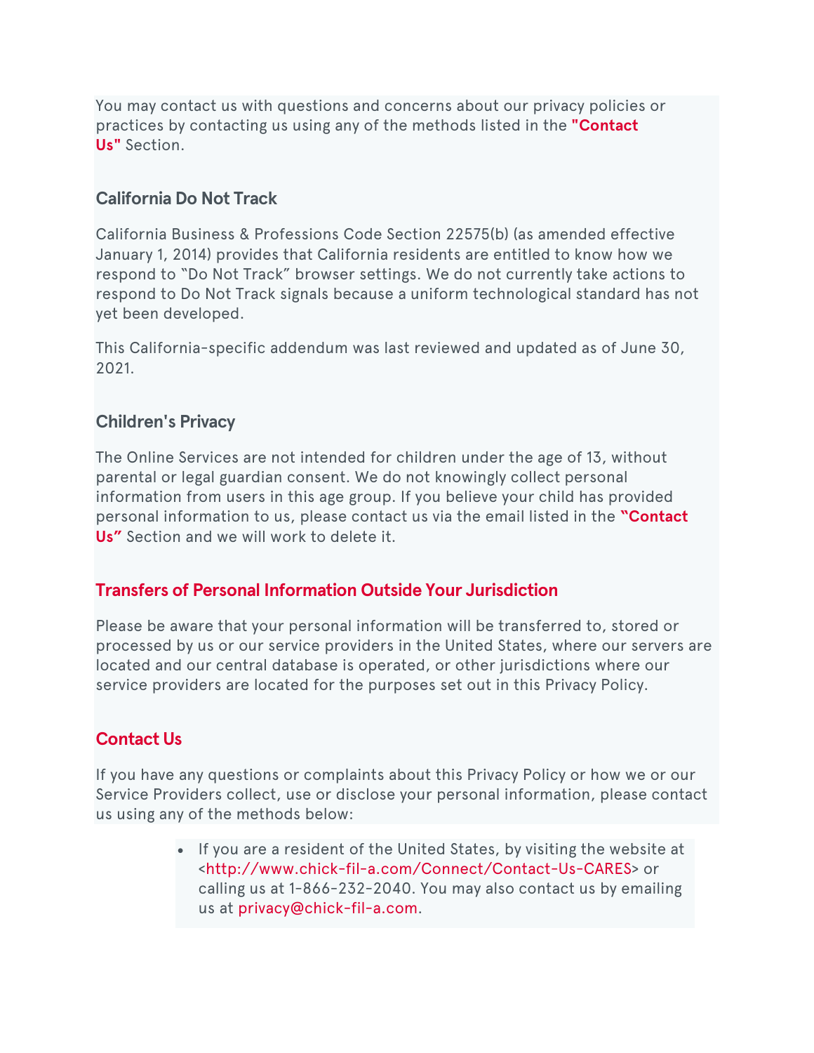You may contact us with questions and concerns about our privacy policies or practices by contacting us using any of the methods listed in the **"Contact Us"** Section.

### California Do Not Track

California Business & Professions Code Section 22575(b) (as amended effective January 1, 2014) provides that California residents are entitled to know how we respond to "Do Not Track" browser settings. We do not currently take actions to respond to Do Not Track signals because a uniform technological standard has not yet been developed.

This California-specific addendum was last reviewed and updated as of June 30, 2021.

### Children's Privacy

The Online Services are not intended for children under the age of 13, without parental or legal guardian consent. We do not knowingly collect personal information from users in this age group. If you believe your child has provided personal information to us, please contact us via the email listed in the **"Contact Us"** Section and we will work to delete it.

### Transfers of Personal Information Outside Your Jurisdiction

Please be aware that your personal information will be transferred to, stored or processed by us or our service providers in the United States, where our servers are located and our central database is operated, or other jurisdictions where our service providers are located for the purposes set out in this Privacy Policy.

### Contact Us

If you have any questions or complaints about this Privacy Policy or how we or our Service Providers collect, use or disclose your personal information, please contact us using any of the methods below:

- If you are a resident of the United States, by visiting the website at <http://www.chick-fil-a.com/Connect/Contact-Us-CARES> or calling us at 1-866-232-2040. You may also contact us by emailing us at privacy@chick-fil-a.com.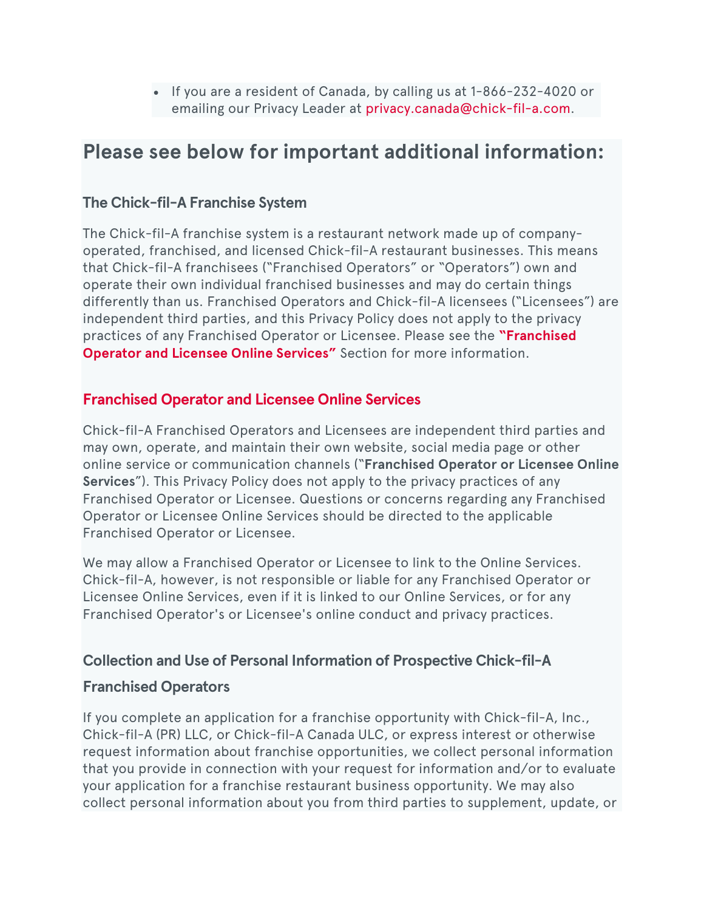- If you are a resident of Canada, by calling us at 1-866-232-4020 or emailing our Privacy Leader at privacy.canada@chick-fil-a.com.

## Please see below for important additional information:

### The Chick-fil-A Franchise System

The Chick-fil-A franchise system is a restaurant network made up of company-operated, franchised, and licensed Chick-fil-A restaurant businesses. This means that Chick-fil-A franchisees ("Franchised Operators" or "Operators") own and operate their own individual franchised businesses and may do certain things differently than us. Franchised Operators and Chick-fil-A licensees ("Licensees") are independent third parties, and this Privacy Policy does not apply to the privacy practices of any Franchised Operator or Licensee. Please see the **"Franchised Operator and Licensee Online Services"** Section for more information.

### Franchised Operator and Licensee Online Services

Chick-fil-A Franchised Operators and Licensees are independent third parties and may own, operate, and maintain their own website, social media page or other online service or communication channels (**"Franchised Operator or Licensee Online Services"**). This Privacy Policy does not apply to the privacy practices of any Franchised Operator or Licensee. Questions or concerns regarding any Franchised Operator or Licensee Online Services should be directed to the applicable Franchised Operator or Licensee.

We may allow a Franchised Operator or Licensee to link to the Online Services. Chick-fil-A, however, is not responsible or liable for any Franchised Operator or Licensee Online Services, even if it is linked to our Online Services, or for any Franchised Operator's or Licensee's online conduct and privacy practices.

### Collection and Use of Personal Information of Prospective Chick-fil-A Franchised Operators

If you complete an application for a franchise opportunity with Chick-fil-A, Inc., Chick-fil-A (PR) LLC, or Chick-fil-A Canada ULC, or express interest or otherwise request information about franchise opportunities, we collect personal information that you provide in connection with your request for information and/or to evaluate your application for a franchise restaurant business opportunity. We may also collect personal information about you from third parties to supplement, update, or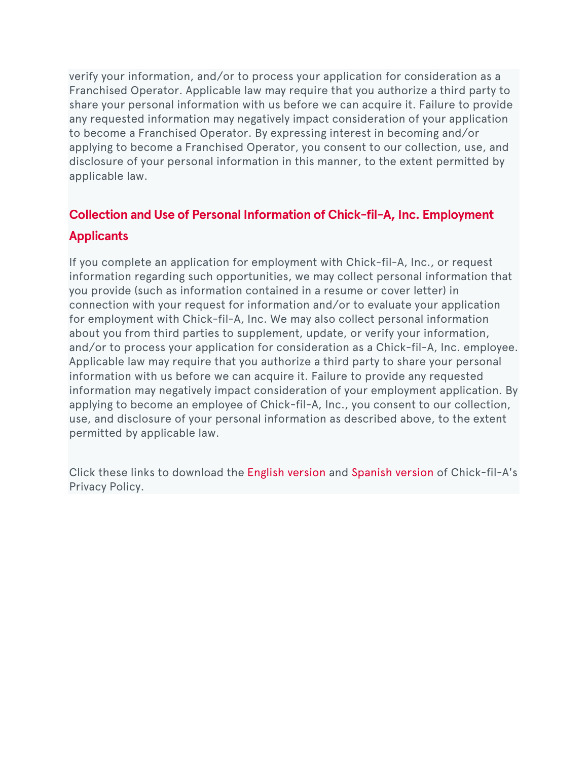verify your information, and/or to process your application for consideration as a Franchised Operator. Applicable law may require that you authorize a third party to share your personal information with us before we can acquire it. Failure to provide any requested information may negatively impact consideration of your application to become a Franchised Operator. By expressing interest in becoming and/or applying to become a Franchised Operator, you consent to our collection, use, and disclosure of your personal information in this manner, to the extent permitted by applicable law.

## Collection and Use of Personal Information of Chick-fil-A, Inc. Employment Applicants

If you complete an application for employment with Chick-fil-A, Inc., or request information regarding such opportunities, we may collect personal information that you provide (such as information contained in a resume or cover letter) in connection with your request for information and/or to evaluate your application for employment with Chick-fil-A, Inc. We may also collect personal information about you from third parties to supplement, update, or verify your information, and/or to process your application for consideration as a Chick-fil-A, Inc. employee. Applicable law may require that you authorize a third party to share your personal information with us before we can acquire it. Failure to provide any requested information may negatively impact consideration of your employment application. By applying to become an employee of Chick-fil-A, Inc., you consent to our collection, use, and disclosure of your personal information as described above, to the extent permitted by applicable law.

Click these links to download the English version and Spanish version of Chick-fil-A's Privacy Policy.